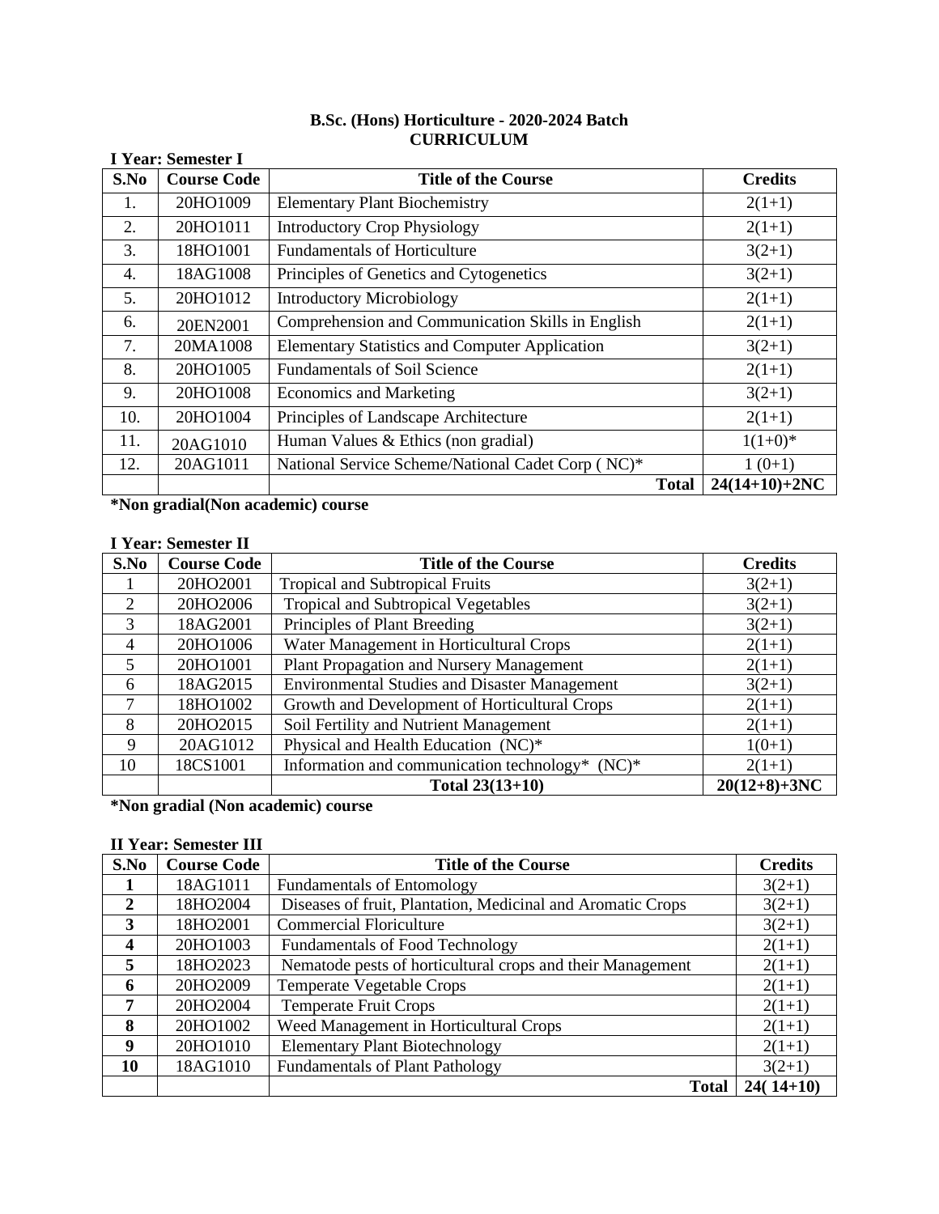**B.Sc. (Hons) Horticulture - 2020-2024 Batch**
**CURRICULUM**

**I Year: Semester I**

| S.No | Course Code | Title of the Course | Credits |
|---|---|---|---|
| 1. | 20HO1009 | Elementary Plant Biochemistry | 2(1+1) |
| 2. | 20HO1011 | Introductory Crop Physiology | 2(1+1) |
| 3. | 18HO1001 | Fundamentals of Horticulture | 3(2+1) |
| 4. | 18AG1008 | Principles of Genetics and Cytogenetics | 3(2+1) |
| 5. | 20HO1012 | Introductory Microbiology | 2(1+1) |
| 6. | 20EN2001 | Comprehension and Communication Skills in English | 2(1+1) |
| 7. | 20MA1008 | Elementary Statistics and Computer Application | 3(2+1) |
| 8. | 20HO1005 | Fundamentals of Soil Science | 2(1+1) |
| 9. | 20HO1008 | Economics and Marketing | 3(2+1) |
| 10. | 20HO1004 | Principles of Landscape Architecture | 2(1+1) |
| 11. | 20AG1010 | Human Values & Ethics (non gradial) | 1(1+0)* |
| 12. | 20AG1011 | National Service Scheme/National Cadet Corp ( NC)* | 1 (0+1) |
| | | **Total** | **24(14+10)+2NC** |

**\*Non gradial(Non academic) course**

**I Year: Semester II**

| S.No | Course Code | Title of the Course | Credits |
|---|---|---|---|
| 1 | 20HO2001 | Tropical and Subtropical Fruits | 3(2+1) |
| 2 | 20HO2006 | Tropical and Subtropical Vegetables | 3(2+1) |
| 3 | 18AG2001 | Principles of Plant Breeding | 3(2+1) |
| 4 | 20HO1006 | Water Management in Horticultural Crops | 2(1+1) |
| 5 | 20HO1001 | Plant Propagation and Nursery Management | 2(1+1) |
| 6 | 18AG2015 | Environmental Studies and Disaster Management | 3(2+1) |
| 7 | 18HO1002 | Growth and Development of Horticultural Crops | 2(1+1) |
| 8 | 20HO2015 | Soil Fertility and Nutrient Management | 2(1+1) |
| 9 | 20AG1012 | Physical and Health Education (NC)* | 1(0+1) |
| 10 | 18CS1001 | Information and communication technology* (NC)* | 2(1+1) |
| | | **Total 23(13+10)** | **20(12+8)+3NC** |

**\*Non gradial (Non academic) course**

**II Year: Semester III**

| S.No | Course Code | Title of the Course | Credits |
|---|---|---|---|
| **1** | 18AG1011 | Fundamentals of Entomology | 3(2+1) |
| **2** | 18HO2004 | Diseases of fruit, Plantation, Medicinal and Aromatic Crops | 3(2+1) |
| **3** | 18HO2001 | Commercial Floriculture | 3(2+1) |
| **4** | 20HO1003 | Fundamentals of Food Technology | 2(1+1) |
| **5** | 18HO2023 | Nematode pests of horticultural crops and their Management | 2(1+1) |
| **6** | 20HO2009 | Temperate Vegetable Crops | 2(1+1) |
| **7** | 20HO2004 | Temperate Fruit Crops | 2(1+1) |
| **8** | 20HO1002 | Weed Management in Horticultural Crops | 2(1+1) |
| **9** | 20HO1010 | Elementary Plant Biotechnology | 2(1+1) |
| **10** | 18AG1010 | Fundamentals of Plant Pathology | 3(2+1) |
| | | **Total** | **24( 14+10)** |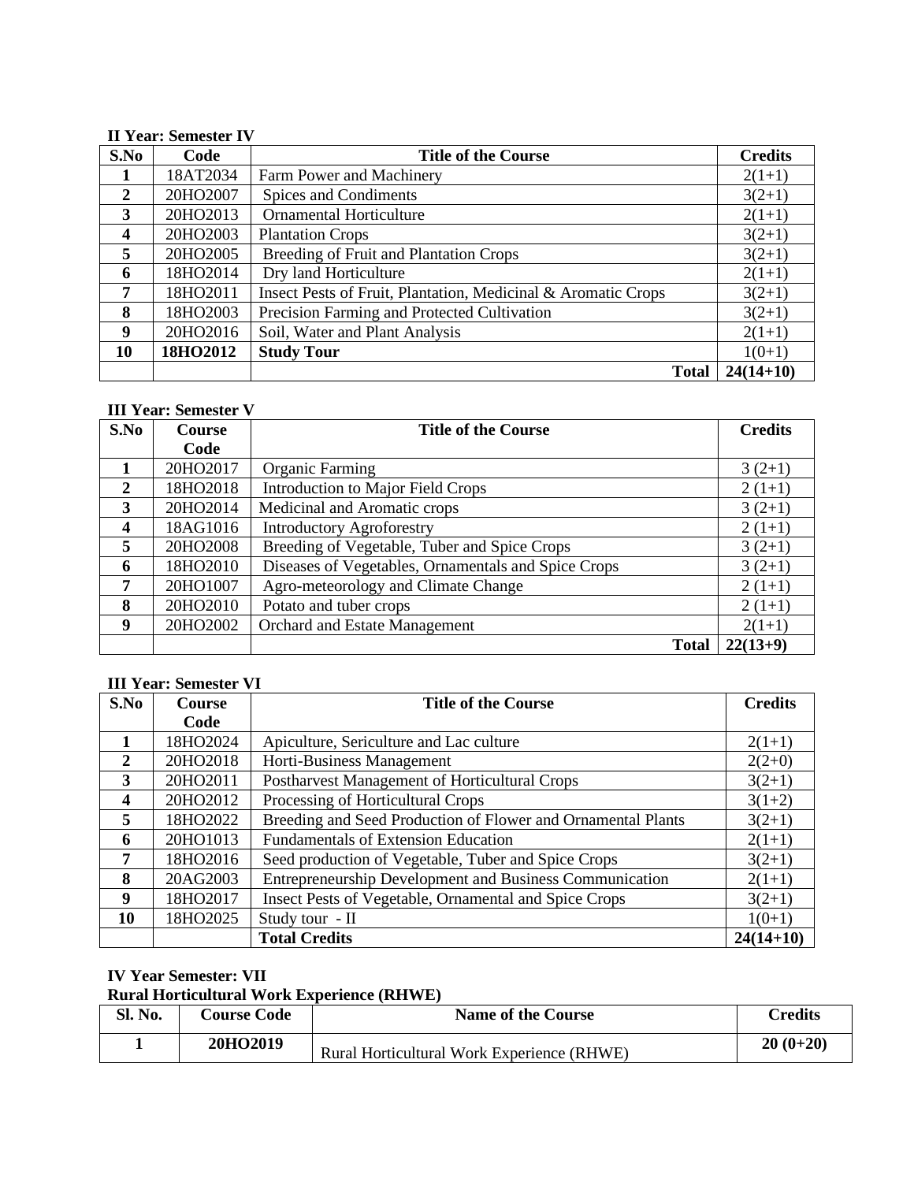**II Year: Semester IV**

| S.No | Code | Title of the Course | Credits |
|---|---|---|---|
| 1 | 18AT2034 | Farm Power and Machinery | 2(1+1) |
| 2 | 20HO2007 | Spices and Condiments | 3(2+1) |
| 3 | 20HO2013 | Ornamental Horticulture | 2(1+1) |
| 4 | 20HO2003 | Plantation Crops | 3(2+1) |
| 5 | 20HO2005 | Breeding of Fruit and Plantation Crops | 3(2+1) |
| 6 | 18HO2014 | Dry land Horticulture | 2(1+1) |
| 7 | 18HO2011 | Insect Pests of Fruit, Plantation, Medicinal & Aromatic Crops | 3(2+1) |
| 8 | 18HO2003 | Precision Farming and Protected Cultivation | 3(2+1) |
| 9 | 20HO2016 | Soil, Water and Plant Analysis | 2(1+1) |
| **10** | **18HO2012** | **Study Tour** | 1(0+1) |
| | | **Total** | **24(14+10)** |

**III Year: Semester V**

| S.No | Course Code | Title of the Course | Credits |
|---|---|---|---|
| 1 | 20HO2017 | Organic Farming | 3 (2+1) |
| 2 | 18HO2018 | Introduction to Major Field Crops | 2 (1+1) |
| 3 | 20HO2014 | Medicinal and Aromatic crops | 3 (2+1) |
| 4 | 18AG1016 | Introductory Agroforestry | 2 (1+1) |
| 5 | 20HO2008 | Breeding of Vegetable, Tuber and Spice Crops | 3 (2+1) |
| 6 | 18HO2010 | Diseases of Vegetables, Ornamentals and Spice Crops | 3 (2+1) |
| 7 | 20HO1007 | Agro-meteorology and Climate Change | 2 (1+1) |
| 8 | 20HO2010 | Potato and tuber crops | 2 (1+1) |
| 9 | 20HO2002 | Orchard and Estate Management | 2(1+1) |
| | | **Total** | **22(13+9)** |

**III Year: Semester VI**

| S.No | Course Code | Title of the Course | Credits |
|---|---|---|---|
| 1 | 18HO2024 | Apiculture, Sericulture and Lac culture | 2(1+1) |
| 2 | 20HO2018 | Horti-Business Management | 2(2+0) |
| 3 | 20HO2011 | Postharvest Management of Horticultural Crops | 3(2+1) |
| 4 | 20HO2012 | Processing of Horticultural Crops | 3(1+2) |
| 5 | 18HO2022 | Breeding and Seed Production of Flower and Ornamental Plants | 3(2+1) |
| 6 | 20HO1013 | Fundamentals of Extension Education | 2(1+1) |
| 7 | 18HO2016 | Seed production of Vegetable, Tuber and Spice Crops | 3(2+1) |
| 8 | 20AG2003 | Entrepreneurship Development and Business Communication | 2(1+1) |
| 9 | 18HO2017 | Insect Pests of Vegetable, Ornamental and Spice Crops | 3(2+1) |
| 10 | 18HO2025 | Study tour - II | 1(0+1) |
| | | **Total Credits** | **24(14+10)** |

**IV Year Semester: VII**

**Rural Horticultural Work Experience (RHWE)**

| Sl. No. | Course Code | Name of the Course | Credits |
|---|---|---|---|
| **1** | **20HO2019** | Rural Horticultural Work Experience (RHWE) | **20 (0+20)** |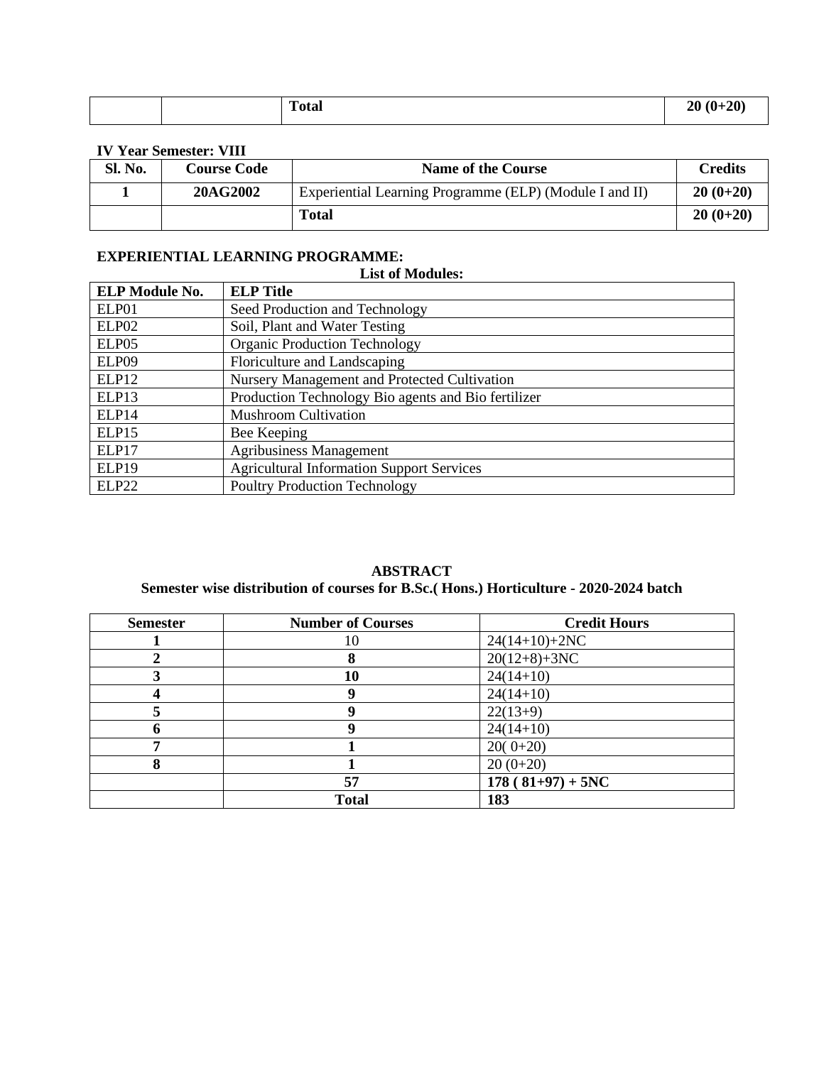| | | | |
|---|---|---|---|
| | | **Total** | **20 (0+20)** |

**IV Year Semester: VIII**

| Sl. No. | Course Code | Name of the Course | Credits |
|---|---|---|---|
| **1** | **20AG2002** | Experiential Learning Programme (ELP) (Module I and II) | **20 (0+20)** |
| | | **Total** | **20 (0+20)** |

**EXPERIENTIAL LEARNING PROGRAMME:**

**List of Modules:**

| ELP Module No. | ELP Title |
|---|---|
| ELP01 | Seed Production and Technology |
| ELP02 | Soil, Plant and Water Testing |
| ELP05 | Organic Production Technology |
| ELP09 | Floriculture and Landscaping |
| ELP12 | Nursery Management and Protected Cultivation |
| ELP13 | Production Technology Bio agents and Bio fertilizer |
| ELP14 | Mushroom Cultivation |
| ELP15 | Bee Keeping |
| ELP17 | Agribusiness Management |
| ELP19 | Agricultural Information Support Services |
| ELP22 | Poultry Production Technology |

**ABSTRACT**

**Semester wise distribution of courses for B.Sc.( Hons.) Horticulture - 2020-2024 batch**

| Semester | Number of Courses | Credit Hours |
|---|---|---|
| **1** | 10 | 24(14+10)+2NC |
| **2** | **8** | 20(12+8)+3NC |
| **3** | **10** | 24(14+10) |
| **4** | **9** | 24(14+10) |
| **5** | **9** | 22(13+9) |
| **6** | **9** | 24(14+10) |
| **7** | **1** | 20( 0+20) |
| **8** | **1** | 20 (0+20) |
| | **57** | **178 ( 81+97) + 5NC** |
| | **Total** | **183** |